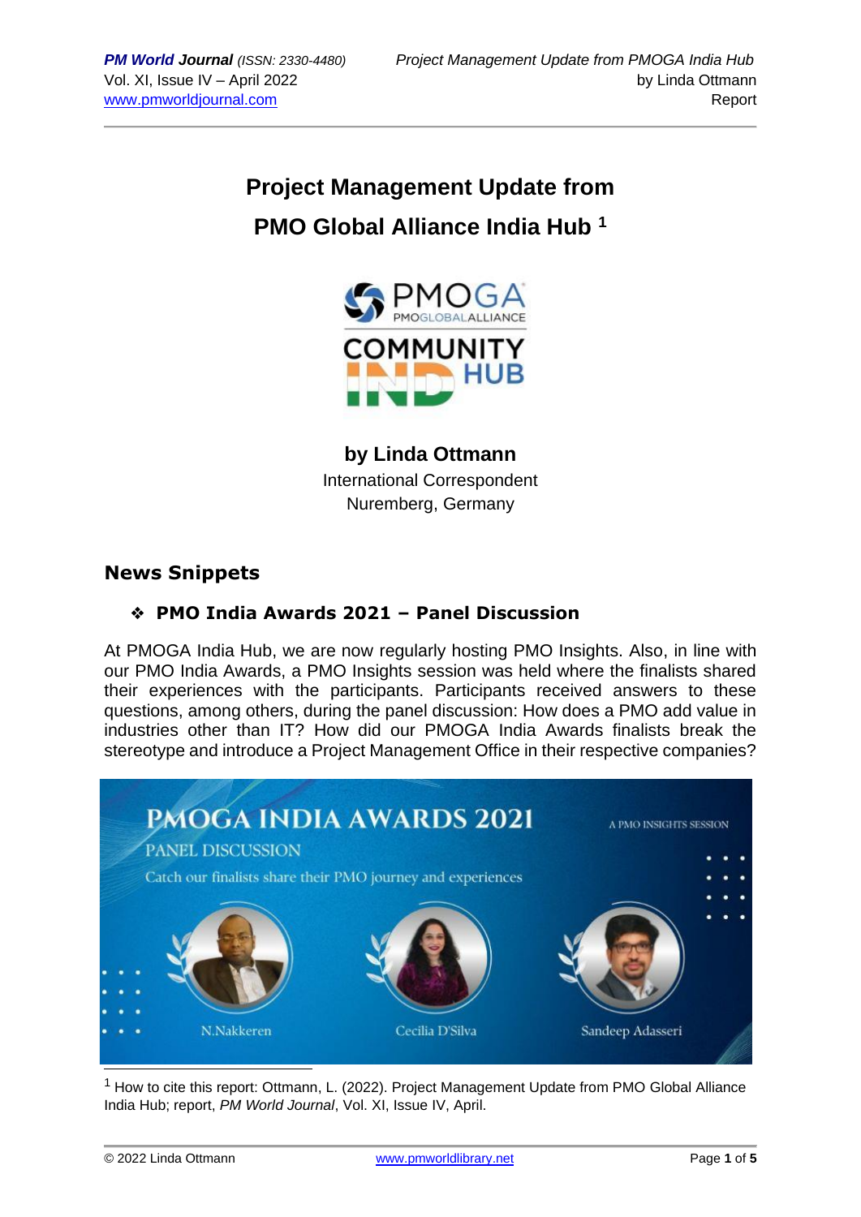# Project Management Update from PMO Global Alliance India Hub [1]

**by Linda Ottmann**
International Correspondent
Nuremberg, Germany

## News Snippets

### ❖ PMO India Awards 2021 – Panel Discussion

At PMOGA India Hub, we are now regularly hosting PMO Insights. Also, in line with our PMO India Awards, a PMO Insights session was held where the finalists shared their experiences with the participants. Participants received answers to these questions, among others, during the panel discussion: How does a PMO add value in industries other than IT? How did our PMOGA India Awards finalists break the stereotype and introduce a Project Management Office in their respective companies?

[1] How to cite this report: Ottmann, L. (2022). Project Management Update from PMO Global Alliance India Hub; report, *PM World Journal*, Vol. XI, Issue IV, April.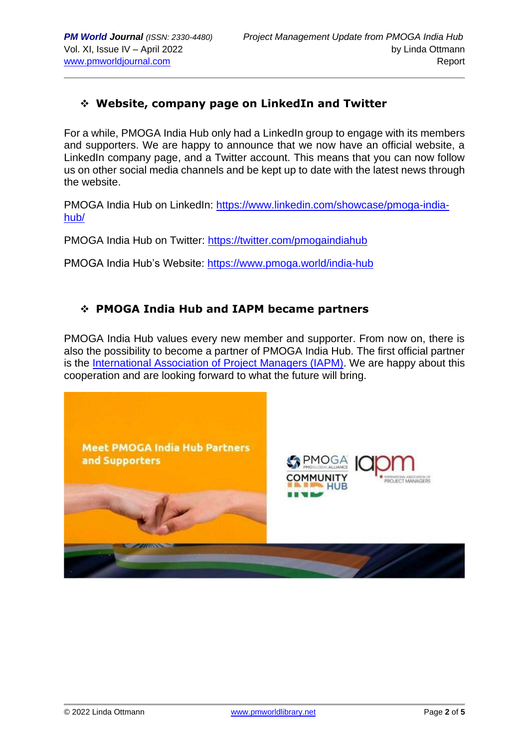## ❖ Website, company page on LinkedIn and Twitter

For a while, PMOGA India Hub only had a LinkedIn group to engage with its members and supporters. We are happy to announce that we now have an official website, a LinkedIn company page, and a Twitter account. This means that you can now follow us on other social media channels and be kept up to date with the latest news through the website.

PMOGA India Hub on LinkedIn: https://www.linkedin.com/showcase/pmoga-india-hub/

PMOGA India Hub on Twitter: https://twitter.com/pmogaindiahub

PMOGA India Hub's Website: https://www.pmoga.world/india-hub

## ❖ PMOGA India Hub and IAPM became partners

PMOGA India Hub values every new member and supporter. From now on, there is also the possibility to become a partner of PMOGA India Hub. The first official partner is the International Association of Project Managers (IAPM). We are happy about this cooperation and are looking forward to what the future will bring.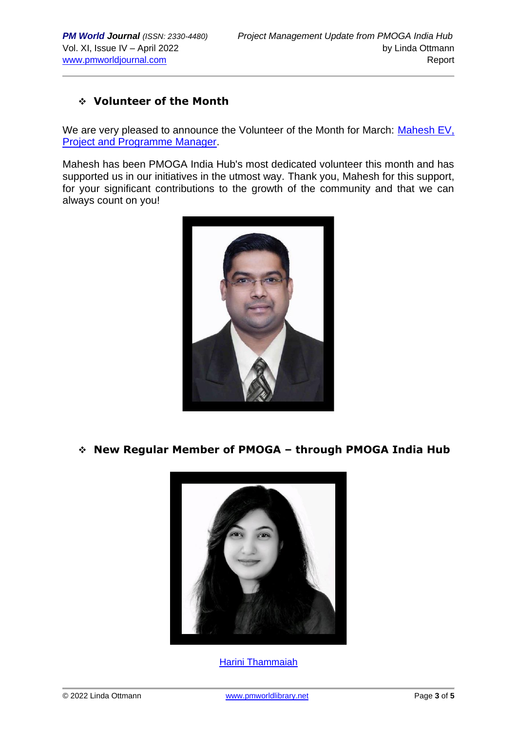## ❖ Volunteer of the Month

We are very pleased to announce the Volunteer of the Month for March: Mahesh EV, Project and Programme Manager.

Mahesh has been PMOGA India Hub's most dedicated volunteer this month and has supported us in our initiatives in the utmost way. Thank you, Mahesh for this support, for your significant contributions to the growth of the community and that we can always count on you!

## ❖ New Regular Member of PMOGA – through PMOGA India Hub

Harini Thammaiah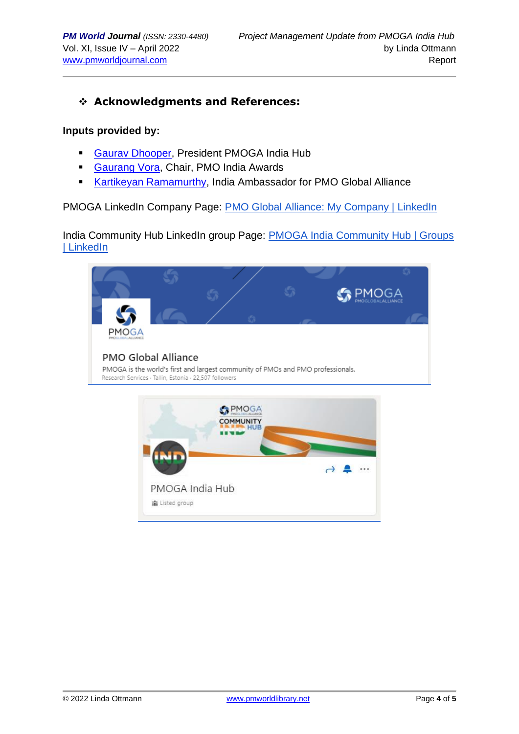## ❖ Acknowledgments and References:

**Inputs provided by:**

- Gaurav Dhooper, President PMOGA India Hub
- Gaurang Vora, Chair, PMO India Awards
- Kartikeyan Ramamurthy, India Ambassador for PMO Global Alliance

PMOGA LinkedIn Company Page: PMO Global Alliance: My Company | LinkedIn

India Community Hub LinkedIn group Page: PMOGA India Community Hub | Groups | LinkedIn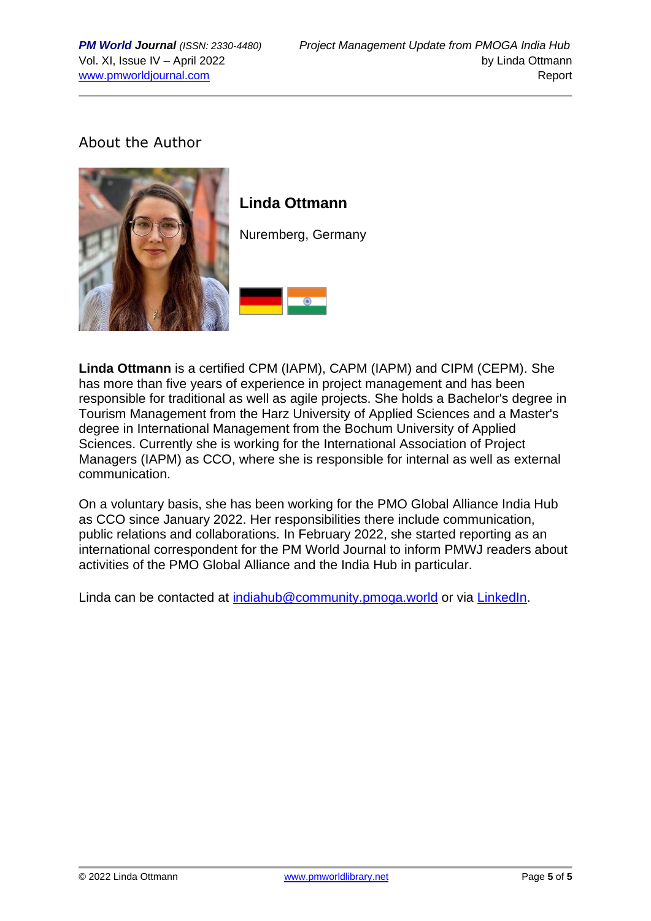## About the Author

### Linda Ottmann

Nuremberg, Germany

**Linda Ottmann** is a certified CPM (IAPM), CAPM (IAPM) and CIPM (CEPM). She has more than five years of experience in project management and has been responsible for traditional as well as agile projects. She holds a Bachelor's degree in Tourism Management from the Harz University of Applied Sciences and a Master's degree in International Management from the Bochum University of Applied Sciences. Currently she is working for the International Association of Project Managers (IAPM) as CCO, where she is responsible for internal as well as external communication.

On a voluntary basis, she has been working for the PMO Global Alliance India Hub as CCO since January 2022. Her responsibilities there include communication, public relations and collaborations. In February 2022, she started reporting as an international correspondent for the PM World Journal to inform PMWJ readers about activities of the PMO Global Alliance and the India Hub in particular.

Linda can be contacted at indiahub@community.pmoga.world or via LinkedIn.